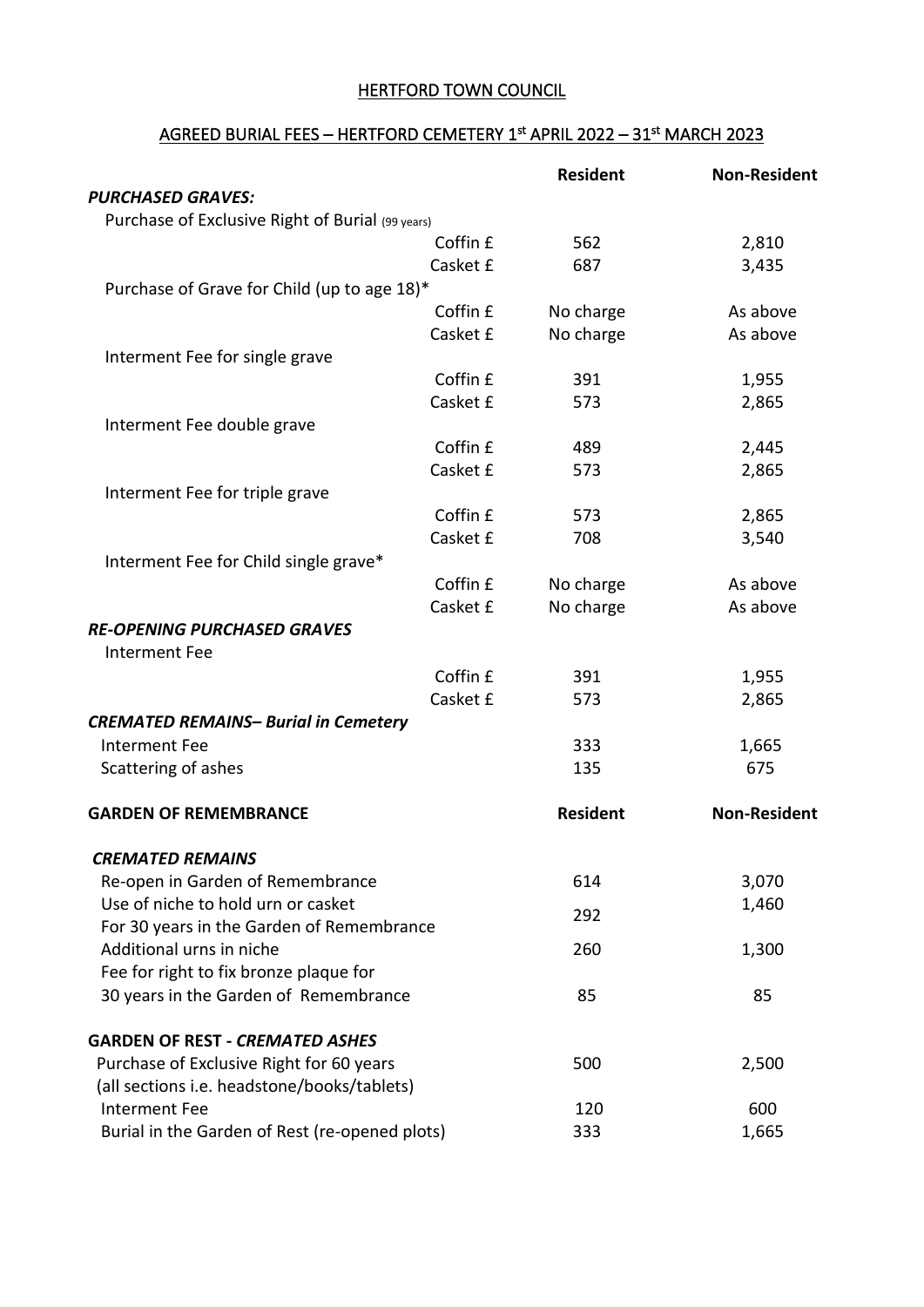HERTFORD TOWN COUNCIL

AGREED BURIAL FEES – HERTFORD CEMETERY 1st APRIL 2022 – 31st MARCH 2023

| | | Resident | Non-Resident |
|---|---|---|---|
| ***PURCHASED GRAVES:*** | | | |
| Purchase of Exclusive Right of Burial (99 years) | | | |
| | Coffin £ | 562 | 2,810 |
| | Casket £ | 687 | 3,435 |
| Purchase of Grave for Child (up to age 18)* | | | |
| | Coffin £ | No charge | As above |
| | Casket £ | No charge | As above |
| Interment Fee for single grave | | | |
| | Coffin £ | 391 | 1,955 |
| | Casket £ | 573 | 2,865 |
| Interment Fee double grave | | | |
| | Coffin £ | 489 | 2,445 |
| | Casket £ | 573 | 2,865 |
| Interment Fee for triple grave | | | |
| | Coffin £ | 573 | 2,865 |
| | Casket £ | 708 | 3,540 |
| Interment Fee for Child single grave* | | | |
| | Coffin £ | No charge | As above |
| | Casket £ | No charge | As above |
| ***RE-OPENING PURCHASED GRAVES*** | | | |
| Interment Fee | | | |
| | Coffin £ | 391 | 1,955 |
| | Casket £ | 573 | 2,865 |
| ***CREMATED REMAINS– Burial in Cemetery*** | | | |
| Interment Fee | | 333 | 1,665 |
| Scattering of ashes | | 135 | 675 |

| **GARDEN OF REMEMBRANCE** | **Resident** | **Non-Resident** |
|---|---|---|
| ***CREMATED REMAINS*** | | |
| Re-open in Garden of Remembrance | 614 | 3,070 |
| Use of niche to hold urn or casket For 30 years in the Garden of Remembrance | 292 | 1,460 |
| Additional urns in niche | 260 | 1,300 |
| Fee for right to fix bronze plaque for 30 years in the Garden of Remembrance | 85 | 85 |
| **GARDEN OF REST - *CREMATED ASHES*** | | |
| Purchase of Exclusive Right for 60 years (all sections i.e. headstone/books/tablets) | 500 | 2,500 |
| Interment Fee | 120 | 600 |
| Burial in the Garden of Rest (re-opened plots) | 333 | 1,665 |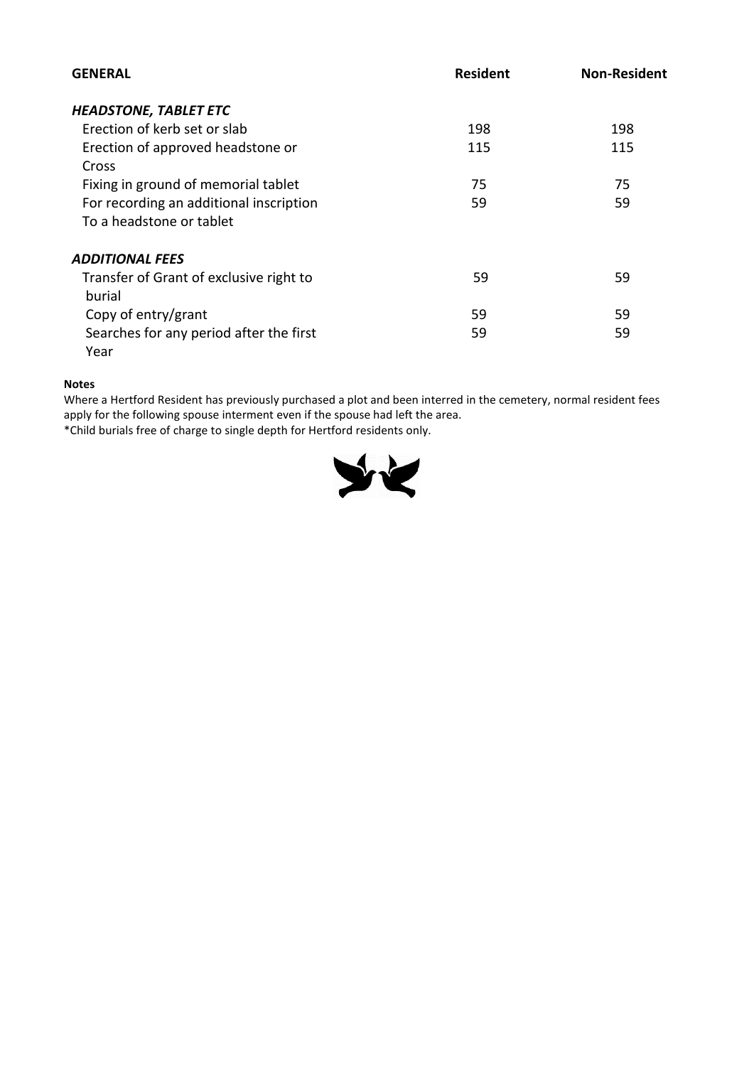| GENERAL | Resident | Non-Resident |
|---|---|---|
| ***HEADSTONE, TABLET ETC*** | | |
| Erection of kerb set or slab | 198 | 198 |
| Erection of approved headstone or Cross | 115 | 115 |
| Fixing in ground of memorial tablet | 75 | 75 |
| For recording an additional inscription To a headstone or tablet | 59 | 59 |
| ***ADDITIONAL FEES*** | | |
| Transfer of Grant of exclusive right to burial | 59 | 59 |
| Copy of entry/grant | 59 | 59 |
| Searches for any period after the first Year | 59 | 59 |

**Notes**

Where a Hertford Resident has previously purchased a plot and been interred in the cemetery, normal resident fees apply for the following spouse interment even if the spouse had left the area.

*Child burials free of charge to single depth for Hertford residents only.